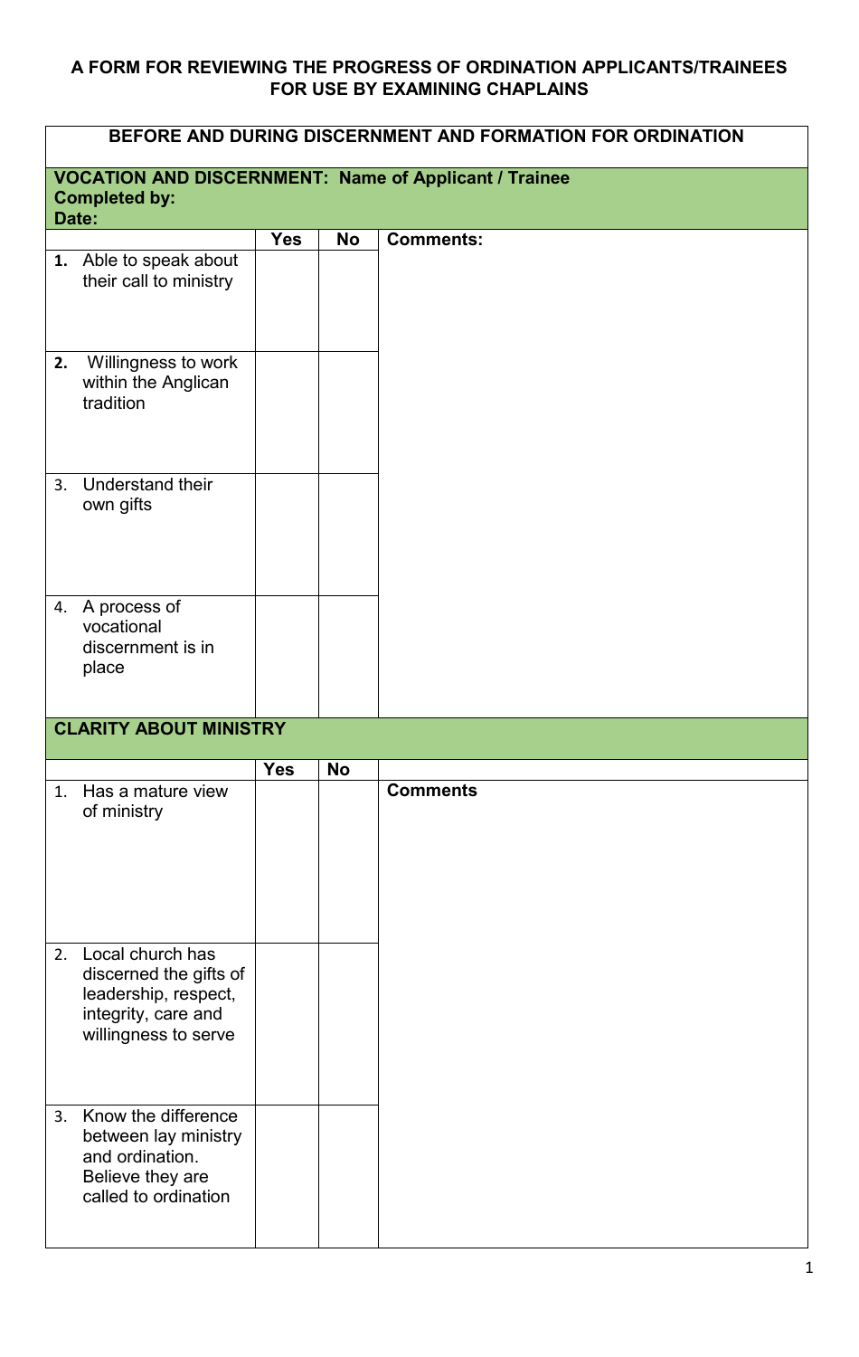**A FORM FOR REVIEWING THE PROGRESS OF ORDINATION APPLICANTS/TRAINEES FOR USE BY EXAMINING CHAPLAINS**

| BEFORE AND DURING DISCERNMENT AND FORMATION FOR ORDINATION | | | |
|---|---|---|---|
| **VOCATION AND DISCERNMENT: Name of Applicant / Trainee**<br>**Completed by:**<br>**Date:** | | | |
| | **Yes** | **No** | **Comments:** |
| **1.** Able to speak about their call to ministry | | | |
| **2.** Willingness to work within the Anglican tradition | | | |
| 3. Understand their own gifts | | | |
| 4. A process of vocational discernment is in place | | | |
| **CLARITY ABOUT MINISTRY** | | | |
| | **Yes** | **No** | |
| 1. Has a mature view of ministry | | | **Comments** |
| 2. Local church has discerned the gifts of leadership, respect, integrity, care and willingness to serve | | | |
| 3. Know the difference between lay ministry and ordination. Believe they are called to ordination | | | |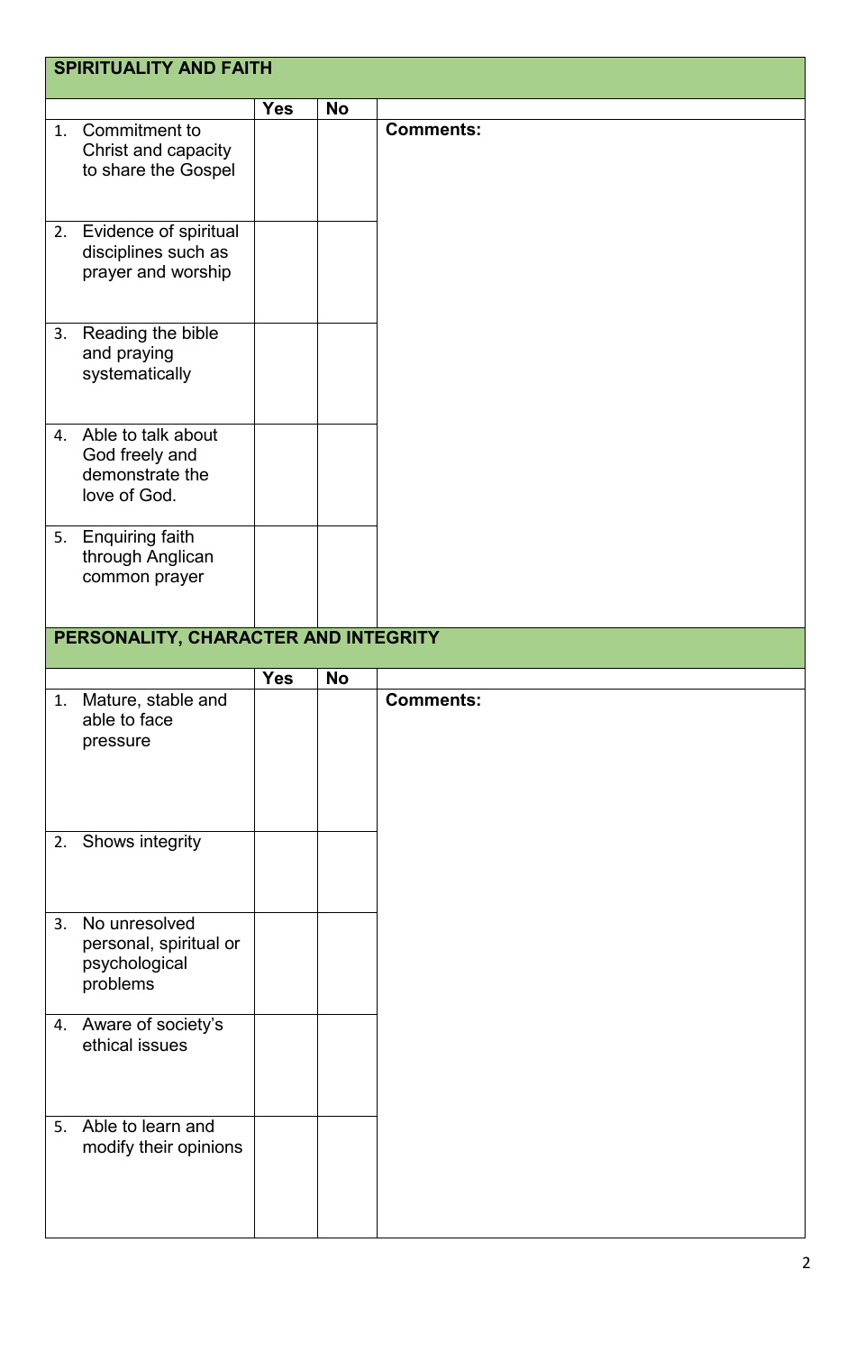## SPIRITUALITY AND FAITH

| | Yes | No | |
|---|---|---|---|
| 1. Commitment to Christ and capacity to share the Gospel | | | **Comments:** |
| 2. Evidence of spiritual disciplines such as prayer and worship | | | |
| 3. Reading the bible and praying systematically | | | |
| 4. Able to talk about God freely and demonstrate the love of God. | | | |
| 5. Enquiring faith through Anglican common prayer | | | |

## PERSONALITY, CHARACTER AND INTEGRITY

| | Yes | No | |
|---|---|---|---|
| 1. Mature, stable and able to face pressure | | | **Comments:** |
| 2. Shows integrity | | | |
| 3. No unresolved personal, spiritual or psychological problems | | | |
| 4. Aware of society's ethical issues | | | |
| 5. Able to learn and modify their opinions | | | |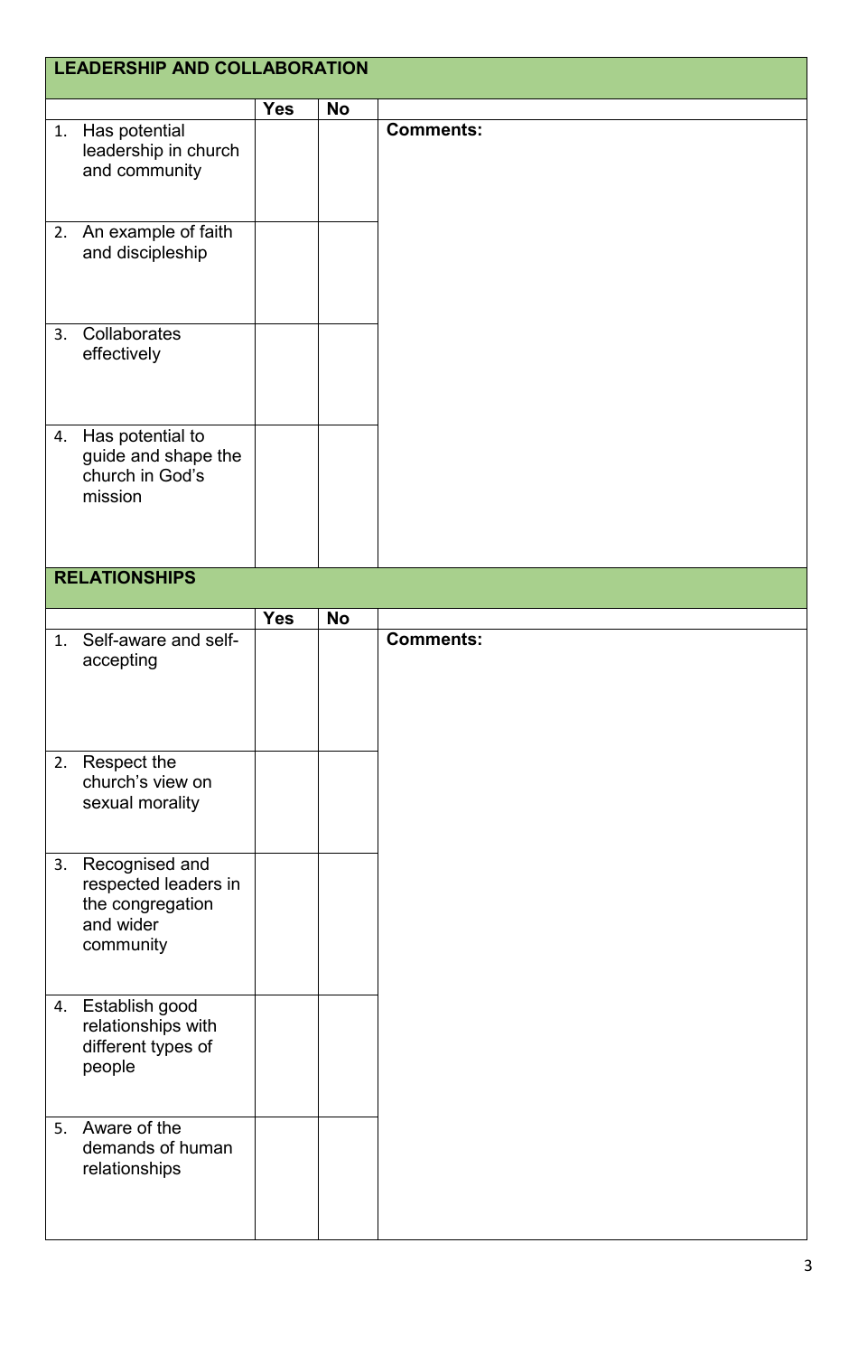| LEADERSHIP AND COLLABORATION | | | |
|---|---|---|---|
| | **Yes** | **No** | |
| 1. Has potential leadership in church and community | | | **Comments:** |
| 2. An example of faith and discipleship | | | |
| 3. Collaborates effectively | | | |
| 4. Has potential to guide and shape the church in God's mission | | | |

| RELATIONSHIPS | | | |
|---|---|---|---|
| | **Yes** | **No** | |
| 1. Self-aware and self-accepting | | | **Comments:** |
| 2. Respect the church's view on sexual morality | | | |
| 3. Recognised and respected leaders in the congregation and wider community | | | |
| 4. Establish good relationships with different types of people | | | |
| 5. Aware of the demands of human relationships | | | |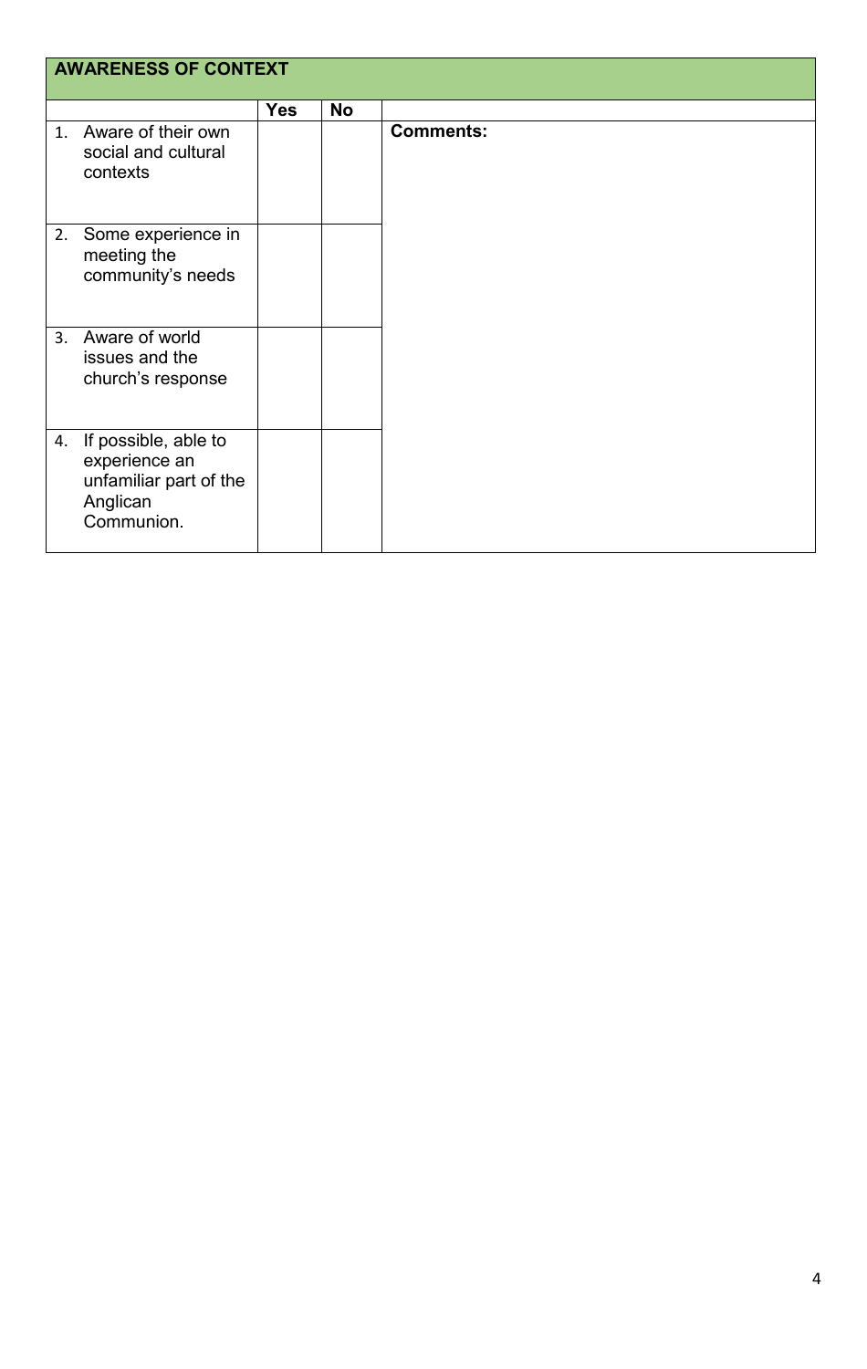| AWARENESS OF CONTEXT | | | |
|---|---|---|---|
| | **Yes** | **No** | |
| 1. Aware of their own social and cultural contexts | | | **Comments:** |
| 2. Some experience in meeting the community's needs | | | |
| 3. Aware of world issues and the church's response | | | |
| 4. If possible, able to experience an unfamiliar part of the Anglican Communion. | | | |